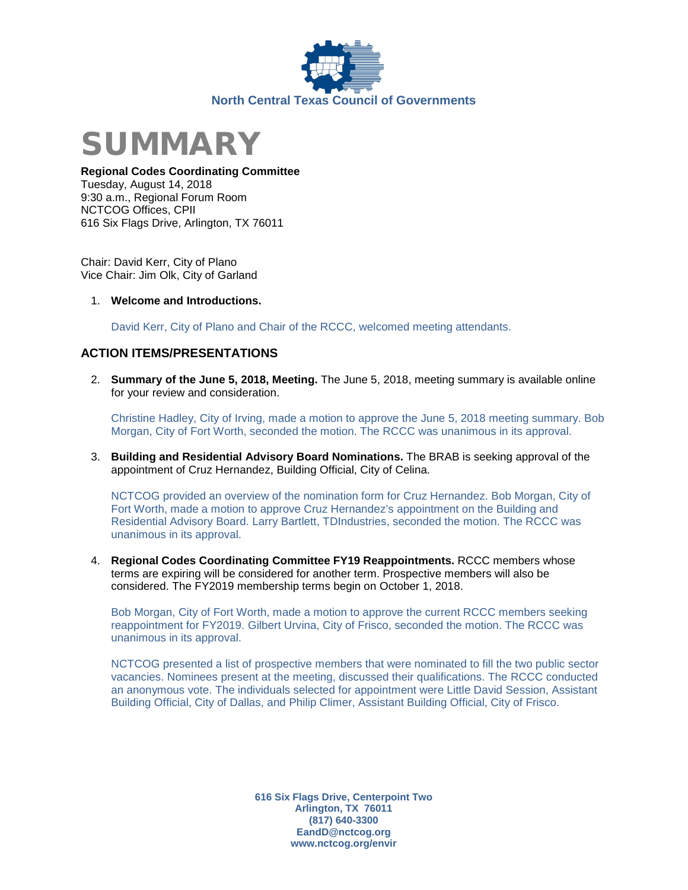North Central Texas Council of Governments

# SUMMARY

**Regional Codes Coordinating Committee**
Tuesday, August 14, 2018
9:30 a.m., Regional Forum Room
NCTCOG Offices, CPII
616 Six Flags Drive, Arlington, TX 76011

Chair: David Kerr, City of Plano
Vice Chair: Jim Olk, City of Garland

1. **Welcome and Introductions.**

   David Kerr, City of Plano and Chair of the RCCC, welcomed meeting attendants.

## ACTION ITEMS/PRESENTATIONS

2. **Summary of the June 5, 2018, Meeting.** The June 5, 2018, meeting summary is available online for your review and consideration.

   Christine Hadley, City of Irving, made a motion to approve the June 5, 2018 meeting summary. Bob Morgan, City of Fort Worth, seconded the motion. The RCCC was unanimous in its approval.

3. **Building and Residential Advisory Board Nominations.** The BRAB is seeking approval of the appointment of Cruz Hernandez, Building Official, City of Celina.

   NCTCOG provided an overview of the nomination form for Cruz Hernandez. Bob Morgan, City of Fort Worth, made a motion to approve Cruz Hernandez's appointment on the Building and Residential Advisory Board. Larry Bartlett, TDIndustries, seconded the motion. The RCCC was unanimous in its approval.

4. **Regional Codes Coordinating Committee FY19 Reappointments.** RCCC members whose terms are expiring will be considered for another term. Prospective members will also be considered. The FY2019 membership terms begin on October 1, 2018.

   Bob Morgan, City of Fort Worth, made a motion to approve the current RCCC members seeking reappointment for FY2019. Gilbert Urvina, City of Frisco, seconded the motion. The RCCC was unanimous in its approval.

   NCTCOG presented a list of prospective members that were nominated to fill the two public sector vacancies. Nominees present at the meeting, discussed their qualifications. The RCCC conducted an anonymous vote. The individuals selected for appointment were Little David Session, Assistant Building Official, City of Dallas, and Philip Climer, Assistant Building Official, City of Frisco.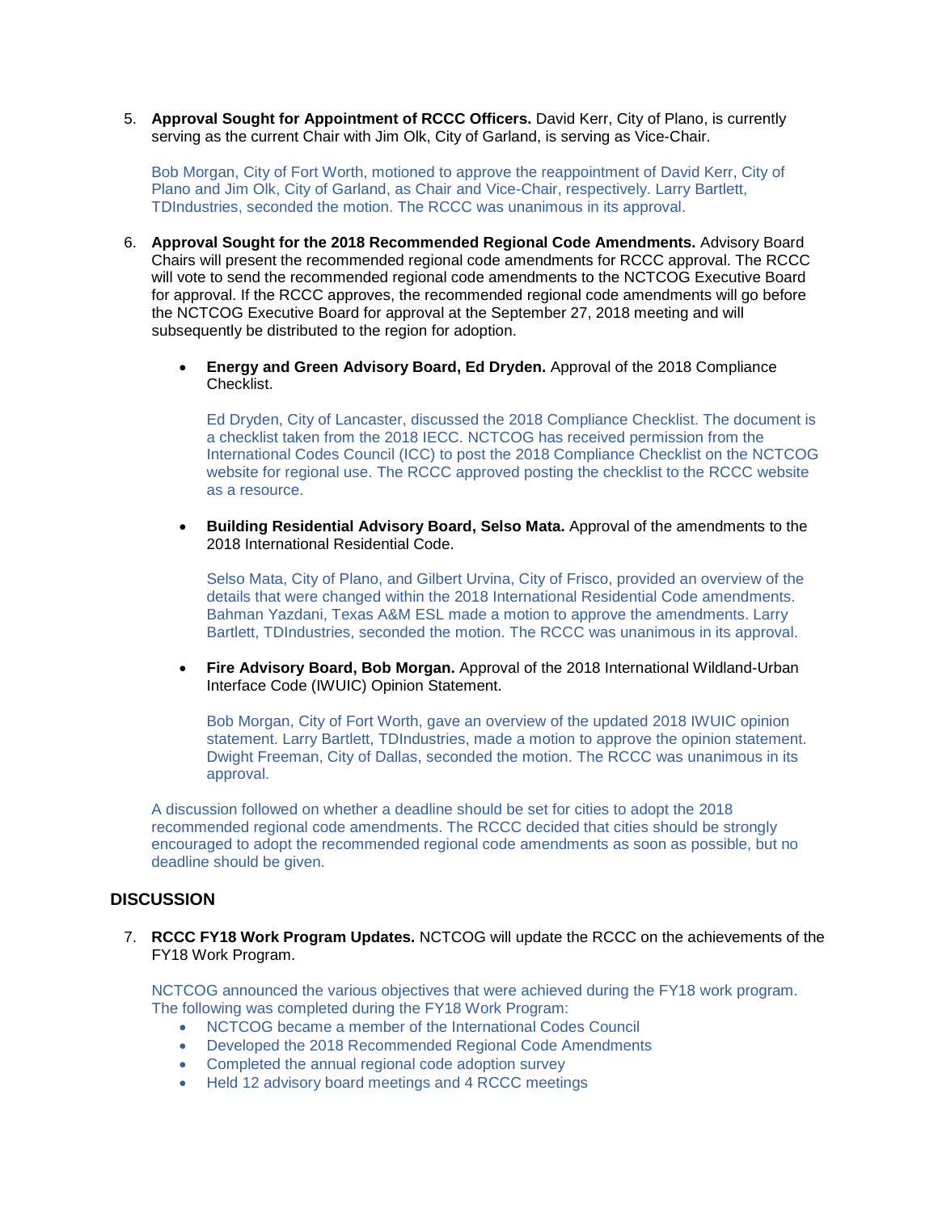5. **Approval Sought for Appointment of RCCC Officers.** David Kerr, City of Plano, is currently serving as the current Chair with Jim Olk, City of Garland, is serving as Vice-Chair.

   Bob Morgan, City of Fort Worth, motioned to approve the reappointment of David Kerr, City of Plano and Jim Olk, City of Garland, as Chair and Vice-Chair, respectively. Larry Bartlett, TDIndustries, seconded the motion. The RCCC was unanimous in its approval.

6. **Approval Sought for the 2018 Recommended Regional Code Amendments.** Advisory Board Chairs will present the recommended regional code amendments for RCCC approval. The RCCC will vote to send the recommended regional code amendments to the NCTCOG Executive Board for approval. If the RCCC approves, the recommended regional code amendments will go before the NCTCOG Executive Board for approval at the September 27, 2018 meeting and will subsequently be distributed to the region for adoption.

   - **Energy and Green Advisory Board, Ed Dryden.** Approval of the 2018 Compliance Checklist.

     Ed Dryden, City of Lancaster, discussed the 2018 Compliance Checklist. The document is a checklist taken from the 2018 IECC. NCTCOG has received permission from the International Codes Council (ICC) to post the 2018 Compliance Checklist on the NCTCOG website for regional use. The RCCC approved posting the checklist to the RCCC website as a resource.

   - **Building Residential Advisory Board, Selso Mata.** Approval of the amendments to the 2018 International Residential Code.

     Selso Mata, City of Plano, and Gilbert Urvina, City of Frisco, provided an overview of the details that were changed within the 2018 International Residential Code amendments. Bahman Yazdani, Texas A&M ESL made a motion to approve the amendments. Larry Bartlett, TDIndustries, seconded the motion. The RCCC was unanimous in its approval.

   - **Fire Advisory Board, Bob Morgan.** Approval of the 2018 International Wildland-Urban Interface Code (IWUIC) Opinion Statement.

     Bob Morgan, City of Fort Worth, gave an overview of the updated 2018 IWUIC opinion statement. Larry Bartlett, TDIndustries, made a motion to approve the opinion statement. Dwight Freeman, City of Dallas, seconded the motion. The RCCC was unanimous in its approval.

   A discussion followed on whether a deadline should be set for cities to adopt the 2018 recommended regional code amendments. The RCCC decided that cities should be strongly encouraged to adopt the recommended regional code amendments as soon as possible, but no deadline should be given.

## DISCUSSION

7. **RCCC FY18 Work Program Updates.** NCTCOG will update the RCCC on the achievements of the FY18 Work Program.

   NCTCOG announced the various objectives that were achieved during the FY18 work program. The following was completed during the FY18 Work Program:
   - NCTCOG became a member of the International Codes Council
   - Developed the 2018 Recommended Regional Code Amendments
   - Completed the annual regional code adoption survey
   - Held 12 advisory board meetings and 4 RCCC meetings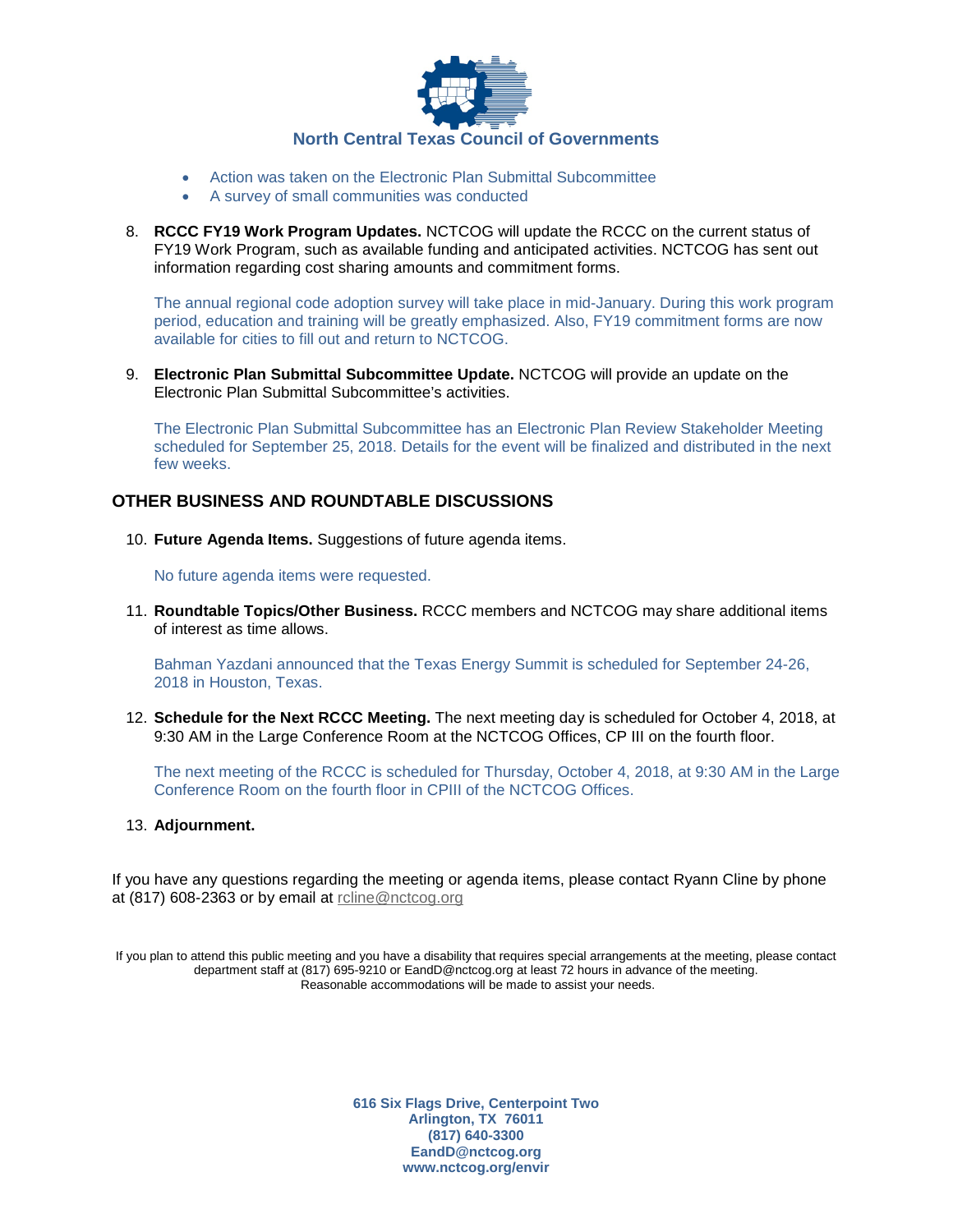North Central Texas Council of Governments

- Action was taken on the Electronic Plan Submittal Subcommittee
- A survey of small communities was conducted

8. **RCCC FY19 Work Program Updates.** NCTCOG will update the RCCC on the current status of FY19 Work Program, such as available funding and anticipated activities. NCTCOG has sent out information regarding cost sharing amounts and commitment forms.

   The annual regional code adoption survey will take place in mid-January. During this work program period, education and training will be greatly emphasized. Also, FY19 commitment forms are now available for cities to fill out and return to NCTCOG.

9. **Electronic Plan Submittal Subcommittee Update.** NCTCOG will provide an update on the Electronic Plan Submittal Subcommittee's activities.

   The Electronic Plan Submittal Subcommittee has an Electronic Plan Review Stakeholder Meeting scheduled for September 25, 2018. Details for the event will be finalized and distributed in the next few weeks.

## OTHER BUSINESS AND ROUNDTABLE DISCUSSIONS

10. **Future Agenda Items.** Suggestions of future agenda items.

    No future agenda items were requested.

11. **Roundtable Topics/Other Business.** RCCC members and NCTCOG may share additional items of interest as time allows.

    Bahman Yazdani announced that the Texas Energy Summit is scheduled for September 24-26, 2018 in Houston, Texas.

12. **Schedule for the Next RCCC Meeting.** The next meeting day is scheduled for October 4, 2018, at 9:30 AM in the Large Conference Room at the NCTCOG Offices, CP III on the fourth floor.

    The next meeting of the RCCC is scheduled for Thursday, October 4, 2018, at 9:30 AM in the Large Conference Room on the fourth floor in CPIII of the NCTCOG Offices.

13. **Adjournment.**

If you have any questions regarding the meeting or agenda items, please contact Ryann Cline by phone at (817) 608-2363 or by email at rcline@nctcog.org

If you plan to attend this public meeting and you have a disability that requires special arrangements at the meeting, please contact department staff at (817) 695-9210 or EandD@nctcog.org at least 72 hours in advance of the meeting. Reasonable accommodations will be made to assist your needs.

**616 Six Flags Drive, Centerpoint Two**
**Arlington, TX 76011**
**(817) 640-3300**
**EandD@nctcog.org**
**www.nctcog.org/envir**